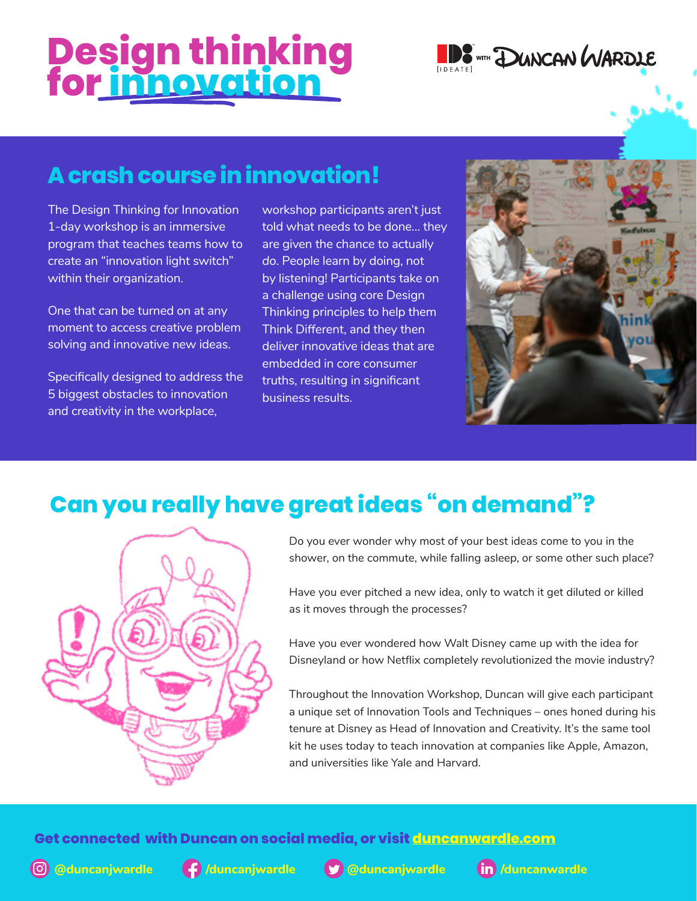# Design thinking for innovation

IDEATE WITH DUNCAN WARDLE

## A crash course in innovation!

The Design Thinking for Innovation 1-day workshop is an immersive program that teaches teams how to create an "innovation light switch" within their organization.

One that can be turned on at any moment to access creative problem solving and innovative new ideas.

Specifically designed to address the 5 biggest obstacles to innovation and creativity in the workplace, workshop participants aren't just told what needs to be done... they are given the chance to actually do. People learn by doing, not by listening! Participants take on a challenge using core Design Thinking principles to help them Think Different, and they then deliver innovative ideas that are embedded in core consumer truths, resulting in significant business results.

## Can you really have great ideas "on demand"?

Do you ever wonder why most of your best ideas come to you in the shower, on the commute, while falling asleep, or some other such place?

Have you ever pitched a new idea, only to watch it get diluted or killed as it moves through the processes?

Have you ever wondered how Walt Disney came up with the idea for Disneyland or how Netflix completely revolutionized the movie industry?

Throughout the Innovation Workshop, Duncan will give each participant a unique set of Innovation Tools and Techniques – ones honed during his tenure at Disney as Head of Innovation and Creativity. It's the same tool kit he uses today to teach innovation at companies like Apple, Amazon, and universities like Yale and Harvard.

**Get connected with Duncan on social media, or visit duncanwardle.com**

@duncanjwardle | /duncanjwardle | @duncanjwardle | /duncanwardle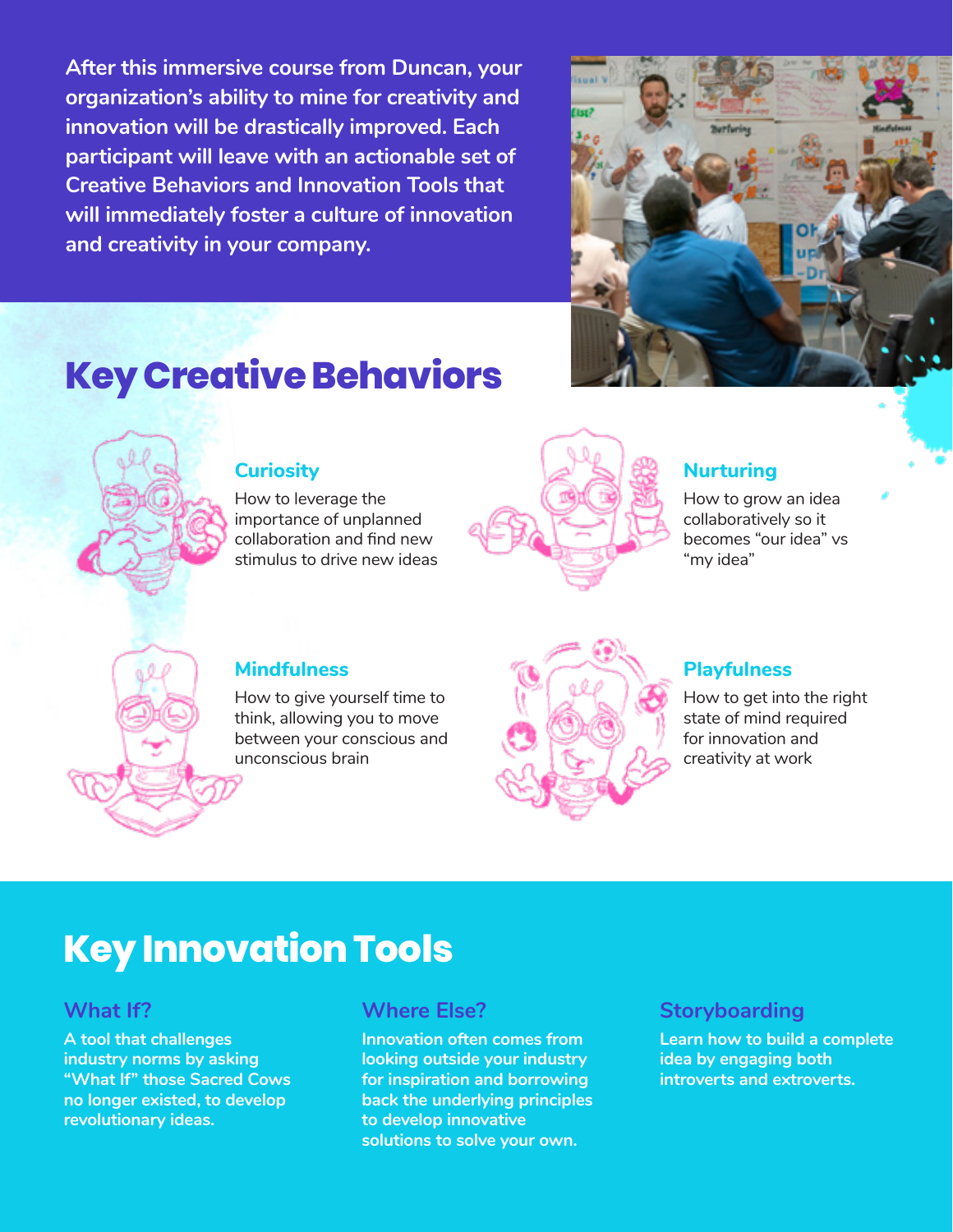After this immersive course from Duncan, your organization's ability to mine for creativity and innovation will be drastically improved. Each participant will leave with an actionable set of Creative Behaviors and Innovation Tools that will immediately foster a culture of innovation and creativity in your company.

# Key Creative Behaviors

### Curiosity

How to leverage the importance of unplanned collaboration and find new stimulus to drive new ideas

### Nurturing

How to grow an idea collaboratively so it becomes "our idea" vs "my idea"

### Mindfulness

How to give yourself time to think, allowing you to move between your conscious and unconscious brain

### Playfulness

How to get into the right state of mind required for innovation and creativity at work

# Key Innovation Tools

### What If?

**A tool that challenges industry norms by asking "What If" those Sacred Cows no longer existed, to develop revolutionary ideas.**

### Where Else?

**Innovation often comes from looking outside your industry for inspiration and borrowing back the underlying principles to develop innovative solutions to solve your own.**

### Storyboarding

**Learn how to build a complete idea by engaging both introverts and extroverts.**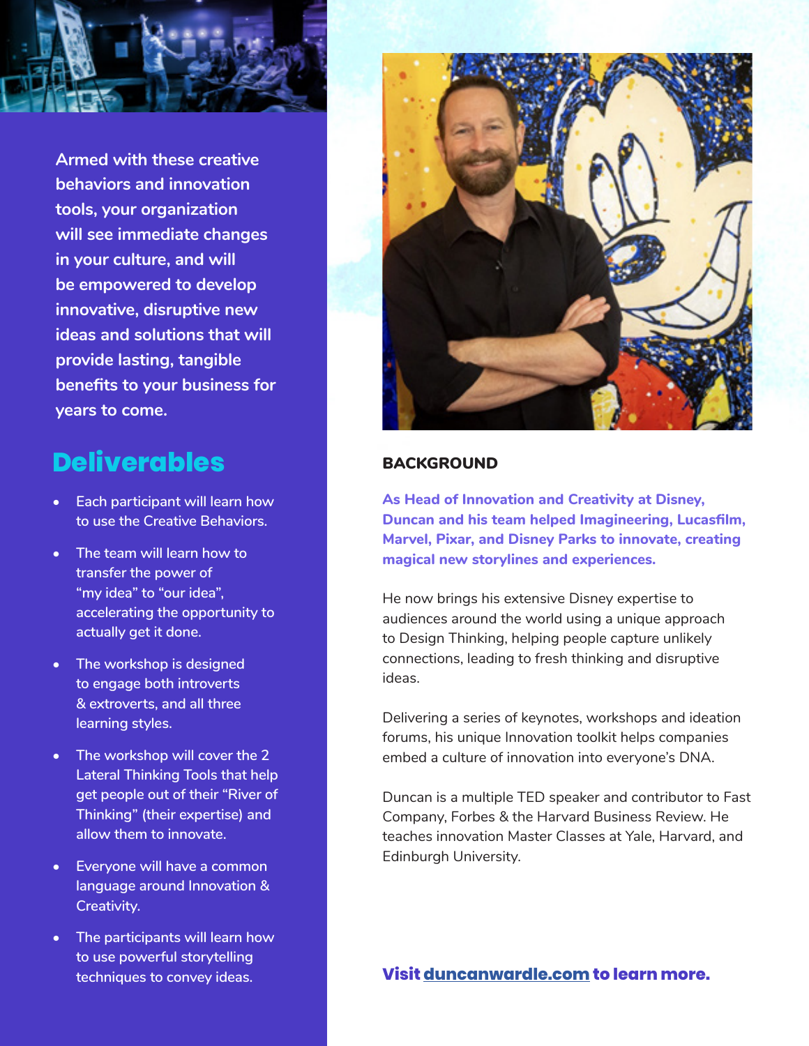Armed with these creative behaviors and innovation tools, your organization will see immediate changes in your culture, and will be empowered to develop innovative, disruptive new ideas and solutions that will provide lasting, tangible benefits to your business for years to come.

## Deliverables

- Each participant will learn how to use the Creative Behaviors.
- The team will learn how to transfer the power of "my idea" to "our idea", accelerating the opportunity to actually get it done.
- The workshop is designed to engage both introverts & extroverts, and all three learning styles.
- The workshop will cover the 2 Lateral Thinking Tools that help get people out of their "River of Thinking" (their expertise) and allow them to innovate.
- Everyone will have a common language around Innovation & Creativity.
- The participants will learn how to use powerful storytelling techniques to convey ideas.

## BACKGROUND

**As Head of Innovation and Creativity at Disney, Duncan and his team helped Imagineering, Lucasfilm, Marvel, Pixar, and Disney Parks to innovate, creating magical new storylines and experiences.**

He now brings his extensive Disney expertise to audiences around the world using a unique approach to Design Thinking, helping people capture unlikely connections, leading to fresh thinking and disruptive ideas.

Delivering a series of keynotes, workshops and ideation forums, his unique Innovation toolkit helps companies embed a culture of innovation into everyone's DNA.

Duncan is a multiple TED speaker and contributor to Fast Company, Forbes & the Harvard Business Review. He teaches innovation Master Classes at Yale, Harvard, and Edinburgh University.

**Visit duncanwardle.com to learn more.**